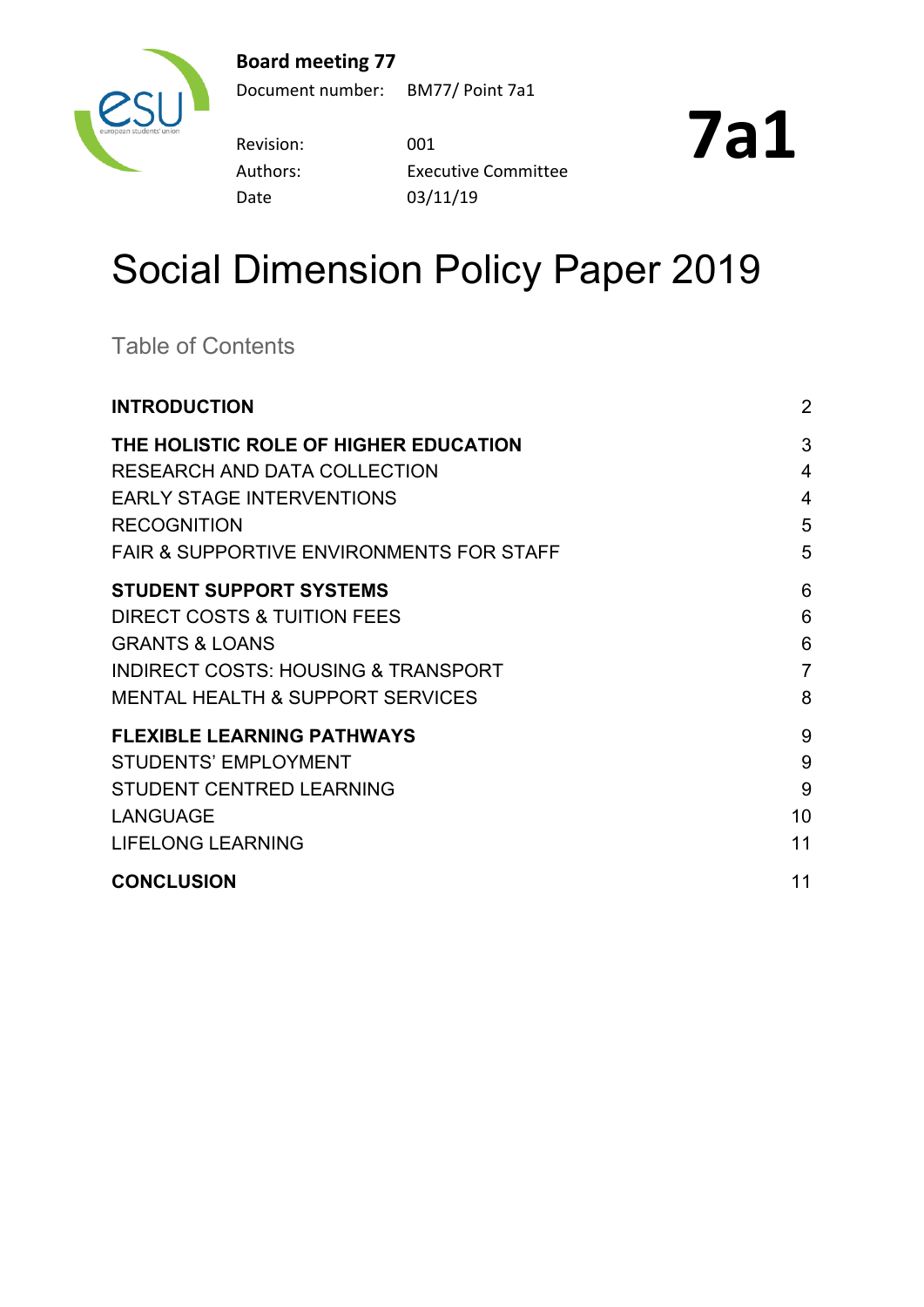**Board meeting 77**

| | |
|---|---|
| Document number: | BM77/ Point 7a1 |
| Revision: | 001 |
| Authors: | Executive Committee |
| Date | 03/11/19 |

**7a1**

# Social Dimension Policy Paper 2019

## Table of Contents

| | |
|---|---|
| **INTRODUCTION** | 2 |
| **THE HOLISTIC ROLE OF HIGHER EDUCATION** | 3 |
| RESEARCH AND DATA COLLECTION | 4 |
| EARLY STAGE INTERVENTIONS | 4 |
| RECOGNITION | 5 |
| FAIR & SUPPORTIVE ENVIRONMENTS FOR STAFF | 5 |
| **STUDENT SUPPORT SYSTEMS** | 6 |
| DIRECT COSTS & TUITION FEES | 6 |
| GRANTS & LOANS | 6 |
| INDIRECT COSTS: HOUSING & TRANSPORT | 7 |
| MENTAL HEALTH & SUPPORT SERVICES | 8 |
| **FLEXIBLE LEARNING PATHWAYS** | 9 |
| STUDENTS' EMPLOYMENT | 9 |
| STUDENT CENTRED LEARNING | 9 |
| LANGUAGE | 10 |
| LIFELONG LEARNING | 11 |
| **CONCLUSION** | 11 |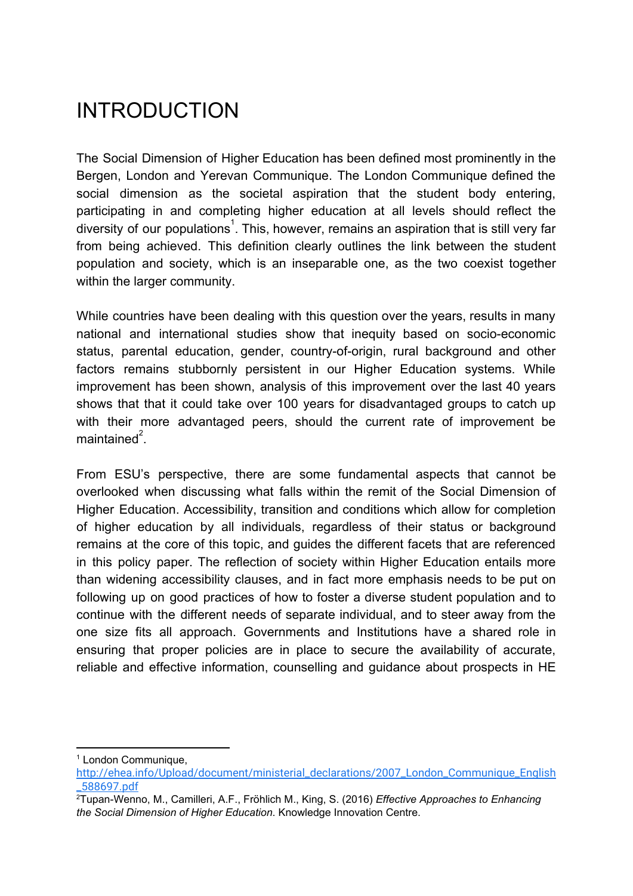# INTRODUCTION

The Social Dimension of Higher Education has been defined most prominently in the Bergen, London and Yerevan Communique. The London Communique defined the social dimension as the societal aspiration that the student body entering, participating in and completing higher education at all levels should reflect the diversity of our populations[1]. This, however, remains an aspiration that is still very far from being achieved. This definition clearly outlines the link between the student population and society, which is an inseparable one, as the two coexist together within the larger community.

While countries have been dealing with this question over the years, results in many national and international studies show that inequity based on socio-economic status, parental education, gender, country-of-origin, rural background and other factors remains stubbornly persistent in our Higher Education systems. While improvement has been shown, analysis of this improvement over the last 40 years shows that that it could take over 100 years for disadvantaged groups to catch up with their more advantaged peers, should the current rate of improvement be maintained[2].

From ESU's perspective, there are some fundamental aspects that cannot be overlooked when discussing what falls within the remit of the Social Dimension of Higher Education. Accessibility, transition and conditions which allow for completion of higher education by all individuals, regardless of their status or background remains at the core of this topic, and guides the different facets that are referenced in this policy paper. The reflection of society within Higher Education entails more than widening accessibility clauses, and in fact more emphasis needs to be put on following up on good practices of how to foster a diverse student population and to continue with the different needs of separate individual, and to steer away from the one size fits all approach. Governments and Institutions have a shared role in ensuring that proper policies are in place to secure the availability of accurate, reliable and effective information, counselling and guidance about prospects in HE

---

[1] London Communique, http://ehea.info/Upload/document/ministerial_declarations/2007_London_Communique_English_588697.pdf

[2] Tupan-Wenno, M., Camilleri, A.F., Fröhlich M., King, S. (2016) *Effective Approaches to Enhancing the Social Dimension of Higher Education*. Knowledge Innovation Centre.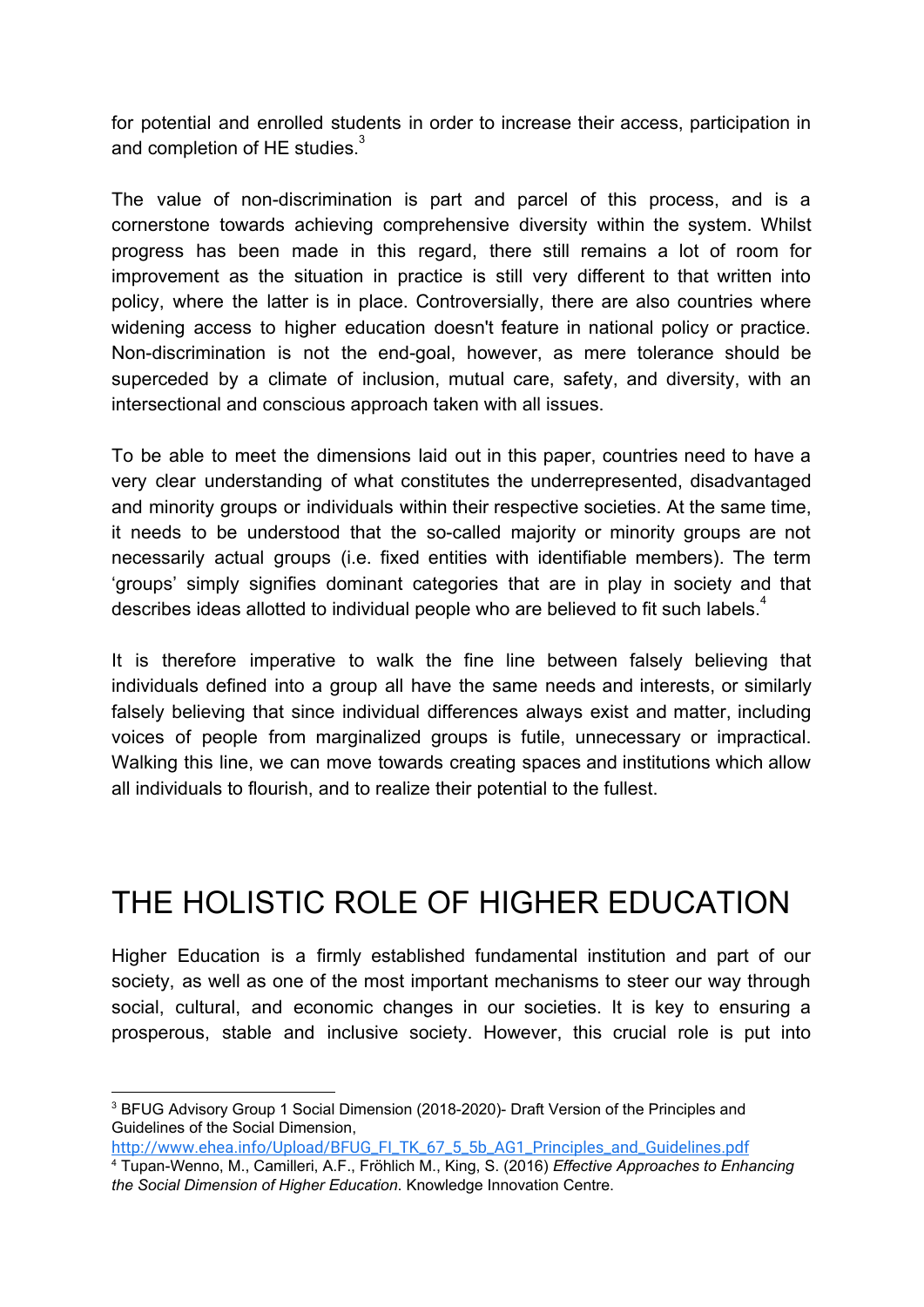for potential and enrolled students in order to increase their access, participation in and completion of HE studies.[3]

The value of non-discrimination is part and parcel of this process, and is a cornerstone towards achieving comprehensive diversity within the system. Whilst progress has been made in this regard, there still remains a lot of room for improvement as the situation in practice is still very different to that written into policy, where the latter is in place. Controversially, there are also countries where widening access to higher education doesn't feature in national policy or practice. Non-discrimination is not the end-goal, however, as mere tolerance should be superceded by a climate of inclusion, mutual care, safety, and diversity, with an intersectional and conscious approach taken with all issues.

To be able to meet the dimensions laid out in this paper, countries need to have a very clear understanding of what constitutes the underrepresented, disadvantaged and minority groups or individuals within their respective societies. At the same time, it needs to be understood that the so-called majority or minority groups are not necessarily actual groups (i.e. fixed entities with identifiable members). The term 'groups' simply signifies dominant categories that are in play in society and that describes ideas allotted to individual people who are believed to fit such labels.[4]

It is therefore imperative to walk the fine line between falsely believing that individuals defined into a group all have the same needs and interests, or similarly falsely believing that since individual differences always exist and matter, including voices of people from marginalized groups is futile, unnecessary or impractical. Walking this line, we can move towards creating spaces and institutions which allow all individuals to flourish, and to realize their potential to the fullest.

# THE HOLISTIC ROLE OF HIGHER EDUCATION

Higher Education is a firmly established fundamental institution and part of our society, as well as one of the most important mechanisms to steer our way through social, cultural, and economic changes in our societies. It is key to ensuring a prosperous, stable and inclusive society. However, this crucial role is put into

---

[3] BFUG Advisory Group 1 Social Dimension (2018-2020)- Draft Version of the Principles and Guidelines of the Social Dimension, http://www.ehea.info/Upload/BFUG_FI_TK_67_5_5b_AG1_Principles_and_Guidelines.pdf

[4] Tupan-Wenno, M., Camilleri, A.F., Fröhlich M., King, S. (2016) *Effective Approaches to Enhancing the Social Dimension of Higher Education*. Knowledge Innovation Centre.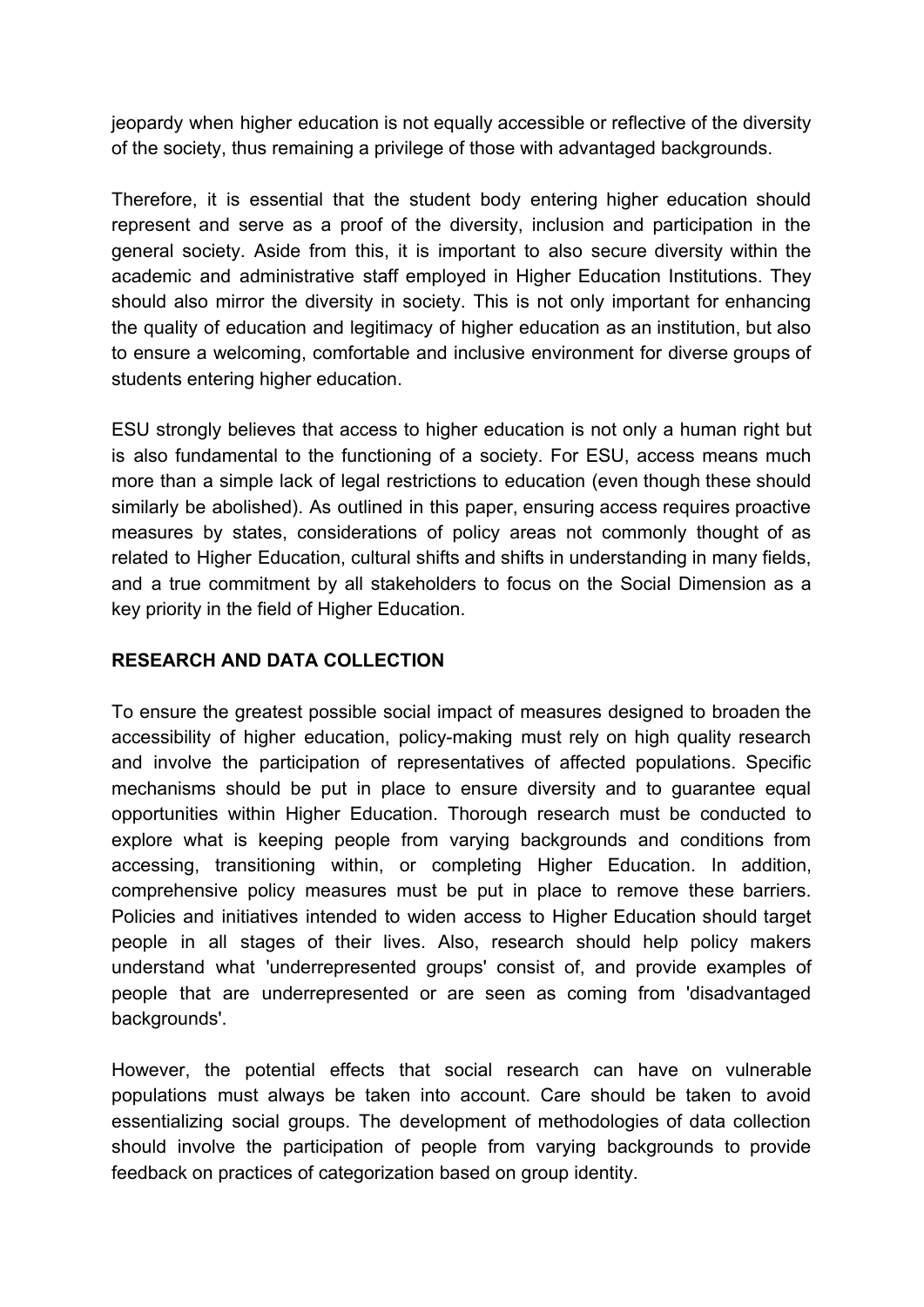jeopardy when higher education is not equally accessible or reflective of the diversity of the society, thus remaining a privilege of those with advantaged backgrounds.

Therefore, it is essential that the student body entering higher education should represent and serve as a proof of the diversity, inclusion and participation in the general society. Aside from this, it is important to also secure diversity within the academic and administrative staff employed in Higher Education Institutions. They should also mirror the diversity in society. This is not only important for enhancing the quality of education and legitimacy of higher education as an institution, but also to ensure a welcoming, comfortable and inclusive environment for diverse groups of students entering higher education.

ESU strongly believes that access to higher education is not only a human right but is also fundamental to the functioning of a society. For ESU, access means much more than a simple lack of legal restrictions to education (even though these should similarly be abolished). As outlined in this paper, ensuring access requires proactive measures by states, considerations of policy areas not commonly thought of as related to Higher Education, cultural shifts and shifts in understanding in many fields, and a true commitment by all stakeholders to focus on the Social Dimension as a key priority in the field of Higher Education.

## RESEARCH AND DATA COLLECTION

To ensure the greatest possible social impact of measures designed to broaden the accessibility of higher education, policy-making must rely on high quality research and involve the participation of representatives of affected populations. Specific mechanisms should be put in place to ensure diversity and to guarantee equal opportunities within Higher Education. Thorough research must be conducted to explore what is keeping people from varying backgrounds and conditions from accessing, transitioning within, or completing Higher Education. In addition, comprehensive policy measures must be put in place to remove these barriers. Policies and initiatives intended to widen access to Higher Education should target people in all stages of their lives. Also, research should help policy makers understand what 'underrepresented groups' consist of, and provide examples of people that are underrepresented or are seen as coming from 'disadvantaged backgrounds'.

However, the potential effects that social research can have on vulnerable populations must always be taken into account. Care should be taken to avoid essentializing social groups. The development of methodologies of data collection should involve the participation of people from varying backgrounds to provide feedback on practices of categorization based on group identity.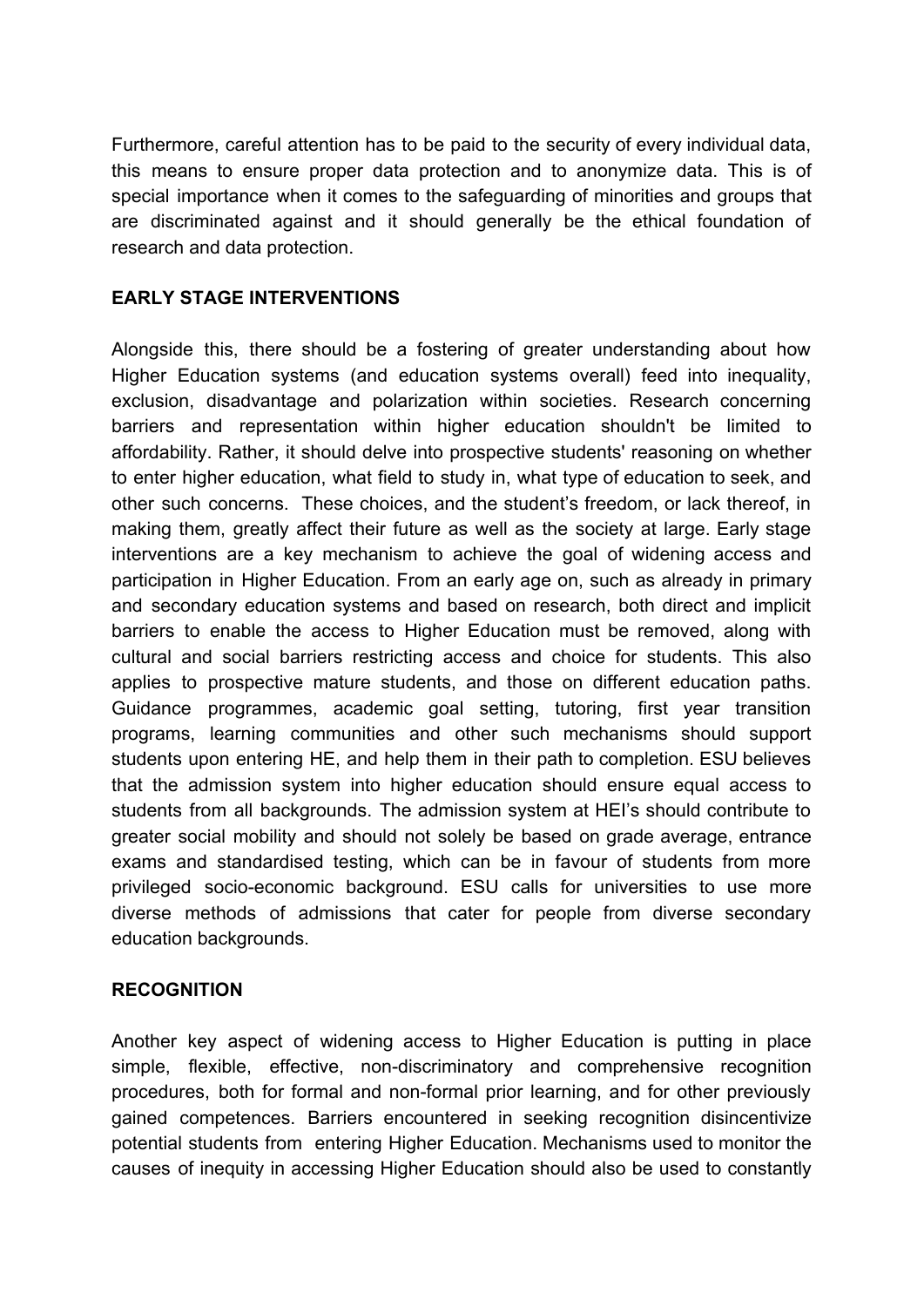Furthermore, careful attention has to be paid to the security of every individual data, this means to ensure proper data protection and to anonymize data. This is of special importance when it comes to the safeguarding of minorities and groups that are discriminated against and it should generally be the ethical foundation of research and data protection.

**EARLY STAGE INTERVENTIONS**

Alongside this, there should be a fostering of greater understanding about how Higher Education systems (and education systems overall) feed into inequality, exclusion, disadvantage and polarization within societies. Research concerning barriers and representation within higher education shouldn't be limited to affordability. Rather, it should delve into prospective students' reasoning on whether to enter higher education, what field to study in, what type of education to seek, and other such concerns. These choices, and the student's freedom, or lack thereof, in making them, greatly affect their future as well as the society at large. Early stage interventions are a key mechanism to achieve the goal of widening access and participation in Higher Education. From an early age on, such as already in primary and secondary education systems and based on research, both direct and implicit barriers to enable the access to Higher Education must be removed, along with cultural and social barriers restricting access and choice for students. This also applies to prospective mature students, and those on different education paths. Guidance programmes, academic goal setting, tutoring, first year transition programs, learning communities and other such mechanisms should support students upon entering HE, and help them in their path to completion. ESU believes that the admission system into higher education should ensure equal access to students from all backgrounds. The admission system at HEI's should contribute to greater social mobility and should not solely be based on grade average, entrance exams and standardised testing, which can be in favour of students from more privileged socio-economic background. ESU calls for universities to use more diverse methods of admissions that cater for people from diverse secondary education backgrounds.

**RECOGNITION**

Another key aspect of widening access to Higher Education is putting in place simple, flexible, effective, non-discriminatory and comprehensive recognition procedures, both for formal and non-formal prior learning, and for other previously gained competences. Barriers encountered in seeking recognition disincentivize potential students from entering Higher Education. Mechanisms used to monitor the causes of inequity in accessing Higher Education should also be used to constantly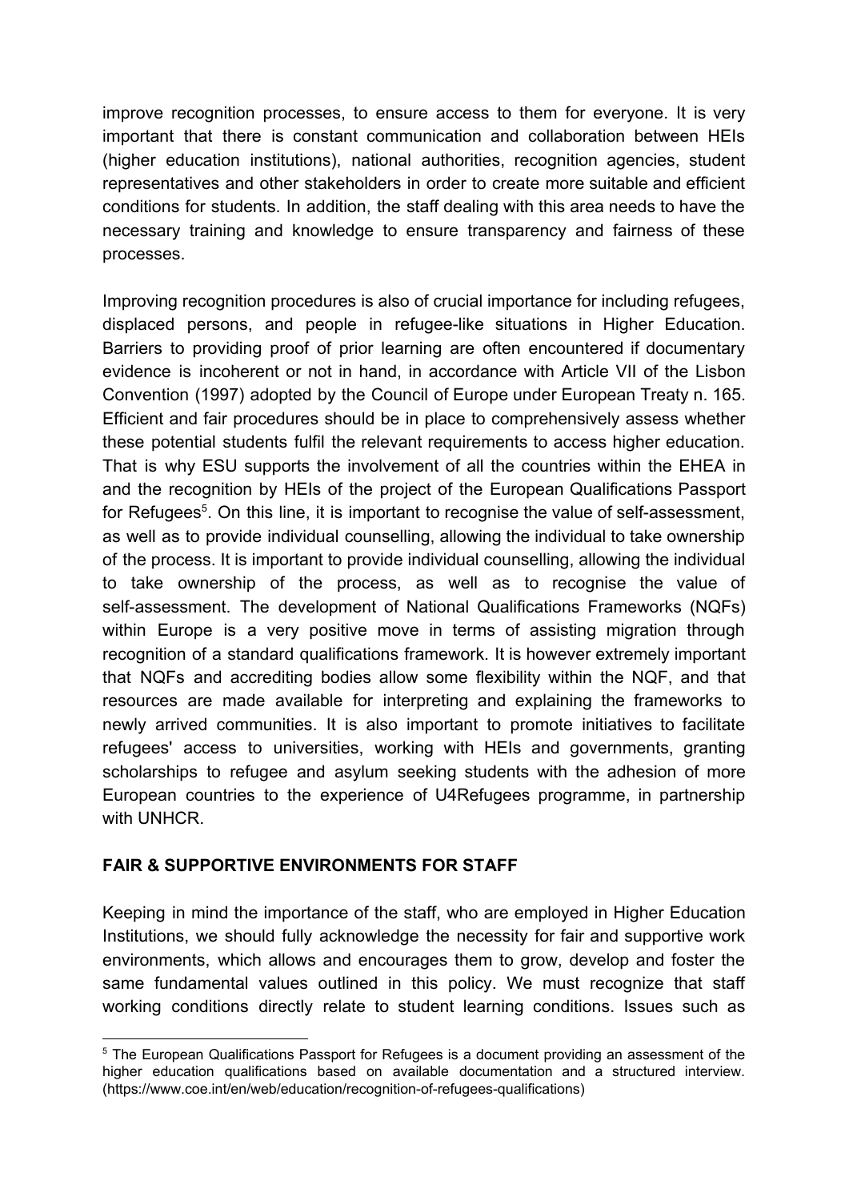improve recognition processes, to ensure access to them for everyone. It is very important that there is constant communication and collaboration between HEIs (higher education institutions), national authorities, recognition agencies, student representatives and other stakeholders in order to create more suitable and efficient conditions for students. In addition, the staff dealing with this area needs to have the necessary training and knowledge to ensure transparency and fairness of these processes.

Improving recognition procedures is also of crucial importance for including refugees, displaced persons, and people in refugee-like situations in Higher Education. Barriers to providing proof of prior learning are often encountered if documentary evidence is incoherent or not in hand, in accordance with Article VII of the Lisbon Convention (1997) adopted by the Council of Europe under European Treaty n. 165. Efficient and fair procedures should be in place to comprehensively assess whether these potential students fulfil the relevant requirements to access higher education. That is why ESU supports the involvement of all the countries within the EHEA in and the recognition by HEIs of the project of the European Qualifications Passport for Refugees[5]. On this line, it is important to recognise the value of self-assessment, as well as to provide individual counselling, allowing the individual to take ownership of the process. It is important to provide individual counselling, allowing the individual to take ownership of the process, as well as to recognise the value of self-assessment. The development of National Qualifications Frameworks (NQFs) within Europe is a very positive move in terms of assisting migration through recognition of a standard qualifications framework. It is however extremely important that NQFs and accrediting bodies allow some flexibility within the NQF, and that resources are made available for interpreting and explaining the frameworks to newly arrived communities. It is also important to promote initiatives to facilitate refugees' access to universities, working with HEIs and governments, granting scholarships to refugee and asylum seeking students with the adhesion of more European countries to the experience of U4Refugees programme, in partnership with UNHCR.

**FAIR & SUPPORTIVE ENVIRONMENTS FOR STAFF**

Keeping in mind the importance of the staff, who are employed in Higher Education Institutions, we should fully acknowledge the necessity for fair and supportive work environments, which allows and encourages them to grow, develop and foster the same fundamental values outlined in this policy. We must recognize that staff working conditions directly relate to student learning conditions. Issues such as

[5] The European Qualifications Passport for Refugees is a document providing an assessment of the higher education qualifications based on available documentation and a structured interview. (https://www.coe.int/en/web/education/recognition-of-refugees-qualifications)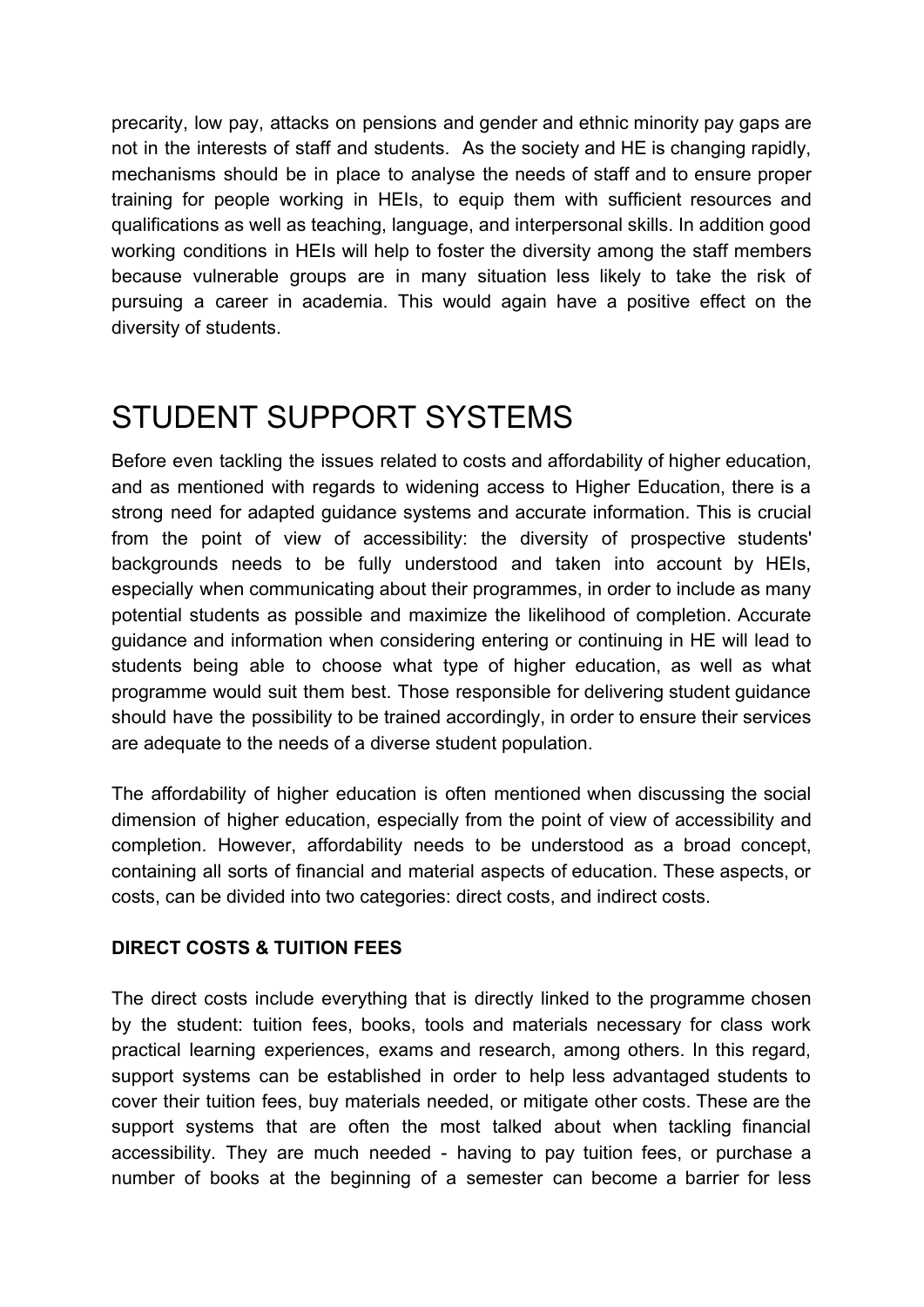precarity, low pay, attacks on pensions and gender and ethnic minority pay gaps are not in the interests of staff and students. As the society and HE is changing rapidly, mechanisms should be in place to analyse the needs of staff and to ensure proper training for people working in HEIs, to equip them with sufficient resources and qualifications as well as teaching, language, and interpersonal skills. In addition good working conditions in HEIs will help to foster the diversity among the staff members because vulnerable groups are in many situation less likely to take the risk of pursuing a career in academia. This would again have a positive effect on the diversity of students.

# STUDENT SUPPORT SYSTEMS

Before even tackling the issues related to costs and affordability of higher education, and as mentioned with regards to widening access to Higher Education, there is a strong need for adapted guidance systems and accurate information. This is crucial from the point of view of accessibility: the diversity of prospective students' backgrounds needs to be fully understood and taken into account by HEIs, especially when communicating about their programmes, in order to include as many potential students as possible and maximize the likelihood of completion. Accurate guidance and information when considering entering or continuing in HE will lead to students being able to choose what type of higher education, as well as what programme would suit them best. Those responsible for delivering student guidance should have the possibility to be trained accordingly, in order to ensure their services are adequate to the needs of a diverse student population.

The affordability of higher education is often mentioned when discussing the social dimension of higher education, especially from the point of view of accessibility and completion. However, affordability needs to be understood as a broad concept, containing all sorts of financial and material aspects of education. These aspects, or costs, can be divided into two categories: direct costs, and indirect costs.

### DIRECT COSTS & TUITION FEES

The direct costs include everything that is directly linked to the programme chosen by the student: tuition fees, books, tools and materials necessary for class work practical learning experiences, exams and research, among others. In this regard, support systems can be established in order to help less advantaged students to cover their tuition fees, buy materials needed, or mitigate other costs. These are the support systems that are often the most talked about when tackling financial accessibility. They are much needed - having to pay tuition fees, or purchase a number of books at the beginning of a semester can become a barrier for less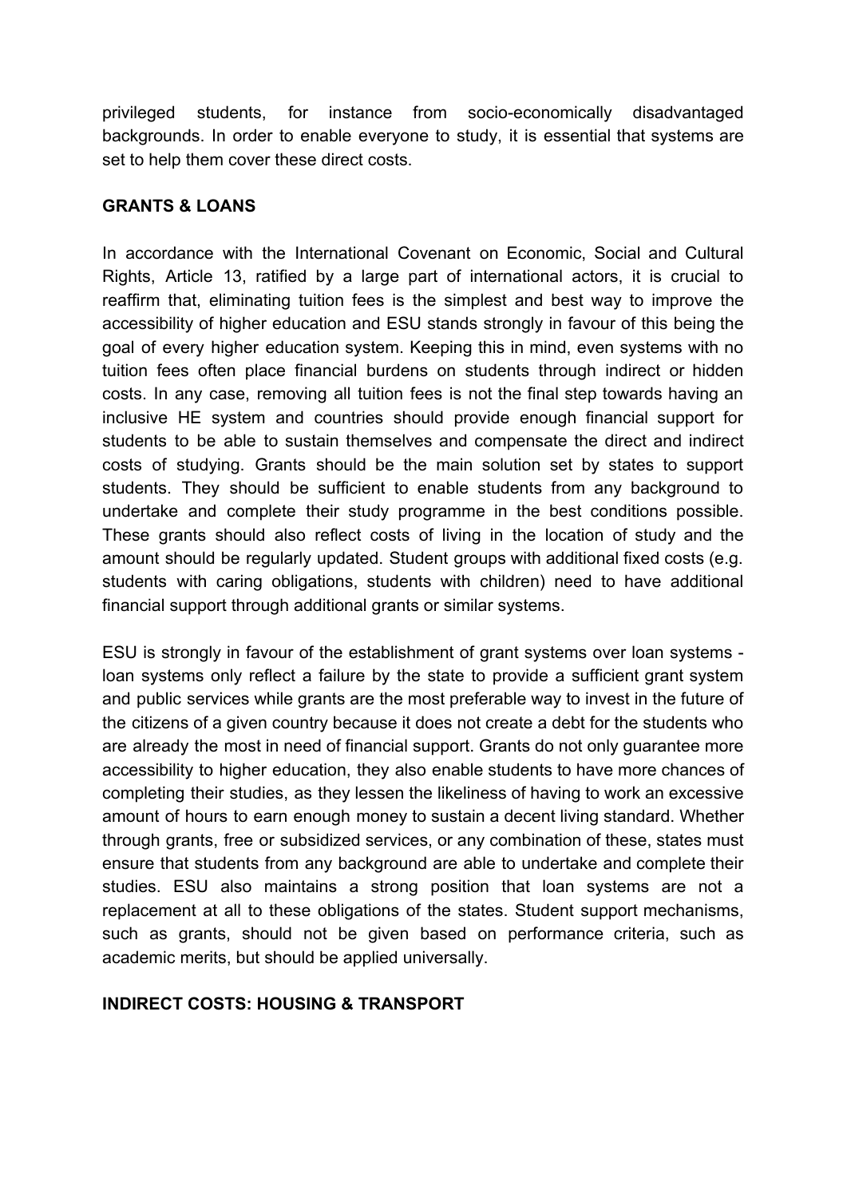privileged students, for instance from socio-economically disadvantaged backgrounds. In order to enable everyone to study, it is essential that systems are set to help them cover these direct costs.

**GRANTS & LOANS**

In accordance with the International Covenant on Economic, Social and Cultural Rights, Article 13, ratified by a large part of international actors, it is crucial to reaffirm that, eliminating tuition fees is the simplest and best way to improve the accessibility of higher education and ESU stands strongly in favour of this being the goal of every higher education system. Keeping this in mind, even systems with no tuition fees often place financial burdens on students through indirect or hidden costs. In any case, removing all tuition fees is not the final step towards having an inclusive HE system and countries should provide enough financial support for students to be able to sustain themselves and compensate the direct and indirect costs of studying. Grants should be the main solution set by states to support students. They should be sufficient to enable students from any background to undertake and complete their study programme in the best conditions possible. These grants should also reflect costs of living in the location of study and the amount should be regularly updated. Student groups with additional fixed costs (e.g. students with caring obligations, students with children) need to have additional financial support through additional grants or similar systems.

ESU is strongly in favour of the establishment of grant systems over loan systems - loan systems only reflect a failure by the state to provide a sufficient grant system and public services while grants are the most preferable way to invest in the future of the citizens of a given country because it does not create a debt for the students who are already the most in need of financial support. Grants do not only guarantee more accessibility to higher education, they also enable students to have more chances of completing their studies, as they lessen the likeliness of having to work an excessive amount of hours to earn enough money to sustain a decent living standard. Whether through grants, free or subsidized services, or any combination of these, states must ensure that students from any background are able to undertake and complete their studies. ESU also maintains a strong position that loan systems are not a replacement at all to these obligations of the states. Student support mechanisms, such as grants, should not be given based on performance criteria, such as academic merits, but should be applied universally.

**INDIRECT COSTS: HOUSING & TRANSPORT**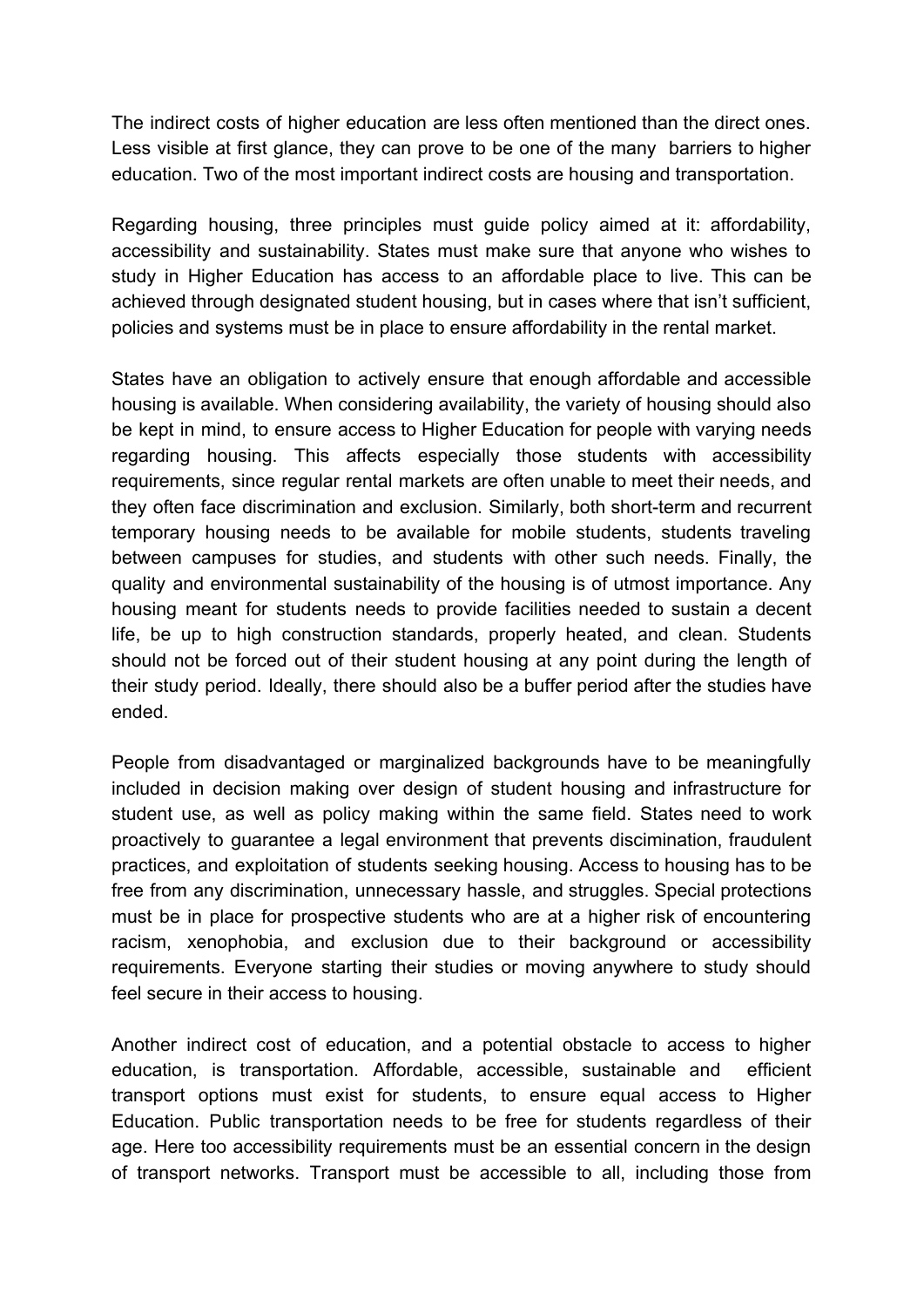The indirect costs of higher education are less often mentioned than the direct ones. Less visible at first glance, they can prove to be one of the many barriers to higher education. Two of the most important indirect costs are housing and transportation.

Regarding housing, three principles must guide policy aimed at it: affordability, accessibility and sustainability. States must make sure that anyone who wishes to study in Higher Education has access to an affordable place to live. This can be achieved through designated student housing, but in cases where that isn't sufficient, policies and systems must be in place to ensure affordability in the rental market.

States have an obligation to actively ensure that enough affordable and accessible housing is available. When considering availability, the variety of housing should also be kept in mind, to ensure access to Higher Education for people with varying needs regarding housing. This affects especially those students with accessibility requirements, since regular rental markets are often unable to meet their needs, and they often face discrimination and exclusion. Similarly, both short-term and recurrent temporary housing needs to be available for mobile students, students traveling between campuses for studies, and students with other such needs. Finally, the quality and environmental sustainability of the housing is of utmost importance. Any housing meant for students needs to provide facilities needed to sustain a decent life, be up to high construction standards, properly heated, and clean. Students should not be forced out of their student housing at any point during the length of their study period. Ideally, there should also be a buffer period after the studies have ended.

People from disadvantaged or marginalized backgrounds have to be meaningfully included in decision making over design of student housing and infrastructure for student use, as well as policy making within the same field. States need to work proactively to guarantee a legal environment that prevents discimination, fraudulent practices, and exploitation of students seeking housing. Access to housing has to be free from any discrimination, unnecessary hassle, and struggles. Special protections must be in place for prospective students who are at a higher risk of encountering racism, xenophobia, and exclusion due to their background or accessibility requirements. Everyone starting their studies or moving anywhere to study should feel secure in their access to housing.

Another indirect cost of education, and a potential obstacle to access to higher education, is transportation. Affordable, accessible, sustainable and efficient transport options must exist for students, to ensure equal access to Higher Education. Public transportation needs to be free for students regardless of their age. Here too accessibility requirements must be an essential concern in the design of transport networks. Transport must be accessible to all, including those from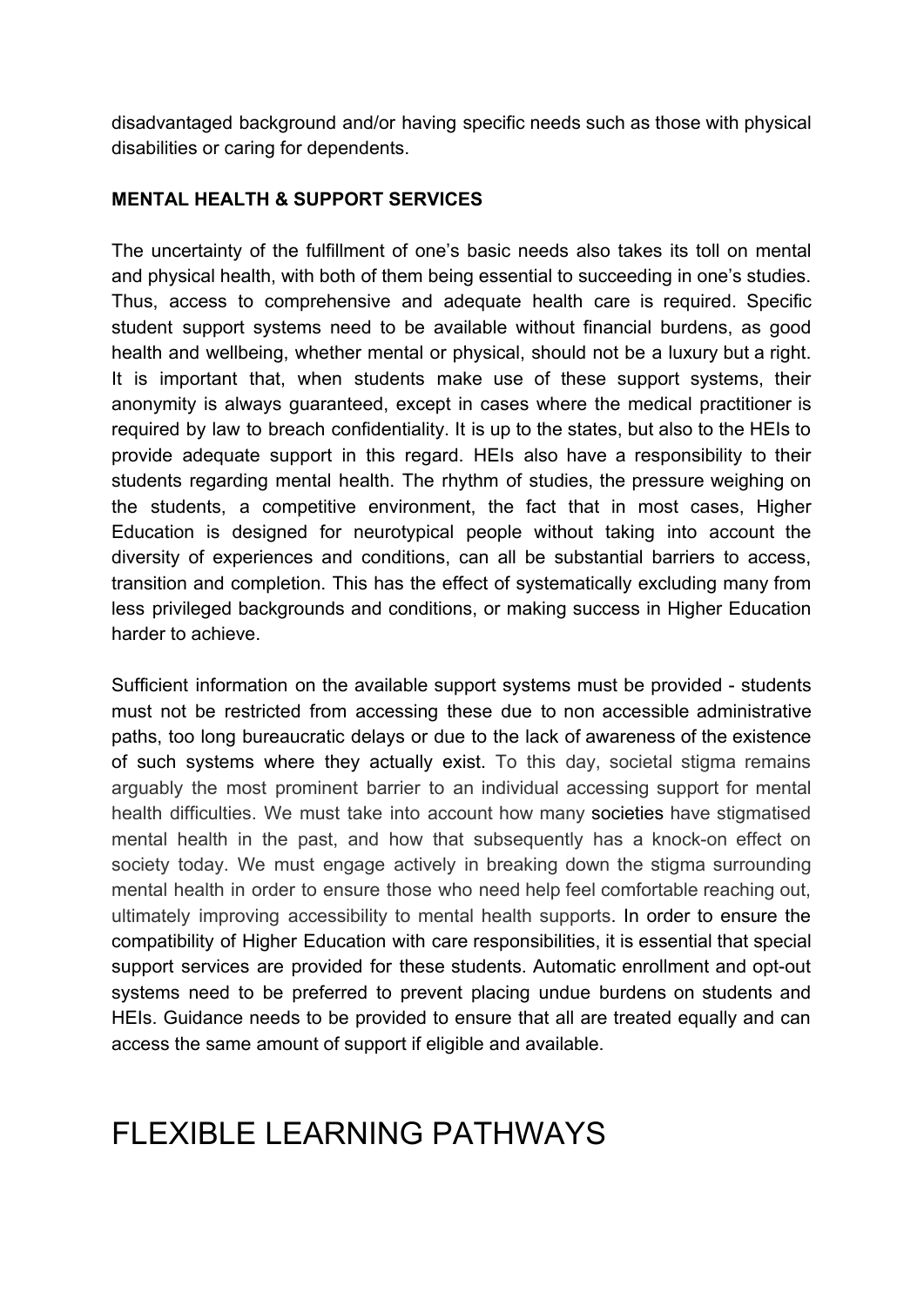disadvantaged background and/or having specific needs such as those with physical disabilities or caring for dependents.

**MENTAL HEALTH & SUPPORT SERVICES**

The uncertainty of the fulfillment of one's basic needs also takes its toll on mental and physical health, with both of them being essential to succeeding in one's studies. Thus, access to comprehensive and adequate health care is required. Specific student support systems need to be available without financial burdens, as good health and wellbeing, whether mental or physical, should not be a luxury but a right. It is important that, when students make use of these support systems, their anonymity is always guaranteed, except in cases where the medical practitioner is required by law to breach confidentiality. It is up to the states, but also to the HEIs to provide adequate support in this regard. HEIs also have a responsibility to their students regarding mental health. The rhythm of studies, the pressure weighing on the students, a competitive environment, the fact that in most cases, Higher Education is designed for neurotypical people without taking into account the diversity of experiences and conditions, can all be substantial barriers to access, transition and completion. This has the effect of systematically excluding many from less privileged backgrounds and conditions, or making success in Higher Education harder to achieve.

Sufficient information on the available support systems must be provided - students must not be restricted from accessing these due to non accessible administrative paths, too long bureaucratic delays or due to the lack of awareness of the existence of such systems where they actually exist. To this day, societal stigma remains arguably the most prominent barrier to an individual accessing support for mental health difficulties. We must take into account how many societies have stigmatised mental health in the past, and how that subsequently has a knock-on effect on society today. We must engage actively in breaking down the stigma surrounding mental health in order to ensure those who need help feel comfortable reaching out, ultimately improving accessibility to mental health supports. In order to ensure the compatibility of Higher Education with care responsibilities, it is essential that special support services are provided for these students. Automatic enrollment and opt-out systems need to be preferred to prevent placing undue burdens on students and HEIs. Guidance needs to be provided to ensure that all are treated equally and can access the same amount of support if eligible and available.

# FLEXIBLE LEARNING PATHWAYS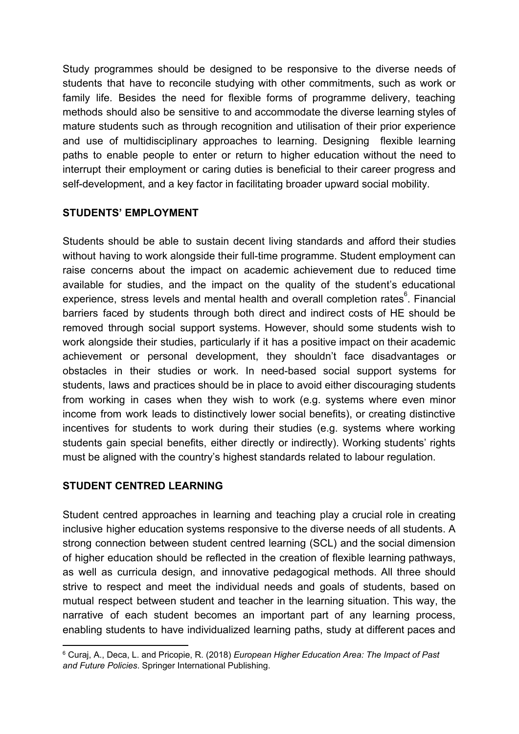Study programmes should be designed to be responsive to the diverse needs of students that have to reconcile studying with other commitments, such as work or family life. Besides the need for flexible forms of programme delivery, teaching methods should also be sensitive to and accommodate the diverse learning styles of mature students such as through recognition and utilisation of their prior experience and use of multidisciplinary approaches to learning. Designing flexible learning paths to enable people to enter or return to higher education without the need to interrupt their employment or caring duties is beneficial to their career progress and self-development, and a key factor in facilitating broader upward social mobility.

**STUDENTS' EMPLOYMENT**

Students should be able to sustain decent living standards and afford their studies without having to work alongside their full-time programme. Student employment can raise concerns about the impact on academic achievement due to reduced time available for studies, and the impact on the quality of the student's educational experience, stress levels and mental health and overall completion rates[6]. Financial barriers faced by students through both direct and indirect costs of HE should be removed through social support systems. However, should some students wish to work alongside their studies, particularly if it has a positive impact on their academic achievement or personal development, they shouldn't face disadvantages or obstacles in their studies or work. In need-based social support systems for students, laws and practices should be in place to avoid either discouraging students from working in cases when they wish to work (e.g. systems where even minor income from work leads to distinctively lower social benefits), or creating distinctive incentives for students to work during their studies (e.g. systems where working students gain special benefits, either directly or indirectly). Working students' rights must be aligned with the country's highest standards related to labour regulation.

**STUDENT CENTRED LEARNING**

Student centred approaches in learning and teaching play a crucial role in creating inclusive higher education systems responsive to the diverse needs of all students. A strong connection between student centred learning (SCL) and the social dimension of higher education should be reflected in the creation of flexible learning pathways, as well as curricula design, and innovative pedagogical methods. All three should strive to respect and meet the individual needs and goals of students, based on mutual respect between student and teacher in the learning situation. This way, the narrative of each student becomes an important part of any learning process, enabling students to have individualized learning paths, study at different paces and

[6] Curaj, A., Deca, L. and Pricopie, R. (2018) *European Higher Education Area: The Impact of Past and Future Policies*. Springer International Publishing.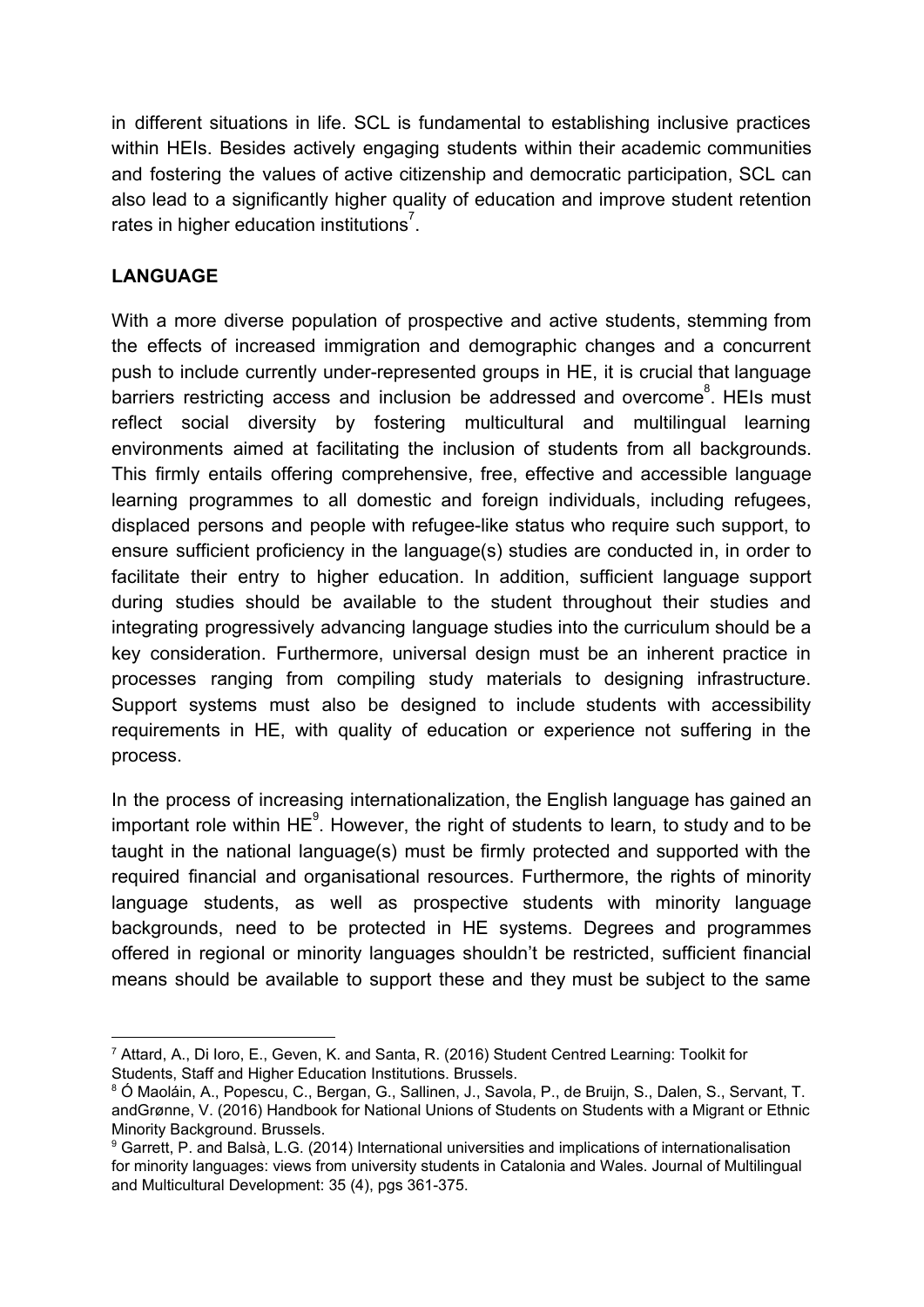in different situations in life. SCL is fundamental to establishing inclusive practices within HEIs. Besides actively engaging students within their academic communities and fostering the values of active citizenship and democratic participation, SCL can also lead to a significantly higher quality of education and improve student retention rates in higher education institutions[7].

## LANGUAGE

With a more diverse population of prospective and active students, stemming from the effects of increased immigration and demographic changes and a concurrent push to include currently under-represented groups in HE, it is crucial that language barriers restricting access and inclusion be addressed and overcome[8]. HEIs must reflect social diversity by fostering multicultural and multilingual learning environments aimed at facilitating the inclusion of students from all backgrounds. This firmly entails offering comprehensive, free, effective and accessible language learning programmes to all domestic and foreign individuals, including refugees, displaced persons and people with refugee-like status who require such support, to ensure sufficient proficiency in the language(s) studies are conducted in, in order to facilitate their entry to higher education. In addition, sufficient language support during studies should be available to the student throughout their studies and integrating progressively advancing language studies into the curriculum should be a key consideration. Furthermore, universal design must be an inherent practice in processes ranging from compiling study materials to designing infrastructure. Support systems must also be designed to include students with accessibility requirements in HE, with quality of education or experience not suffering in the process.

In the process of increasing internationalization, the English language has gained an important role within HE[9]. However, the right of students to learn, to study and to be taught in the national language(s) must be firmly protected and supported with the required financial and organisational resources. Furthermore, the rights of minority language students, as well as prospective students with minority language backgrounds, need to be protected in HE systems. Degrees and programmes offered in regional or minority languages shouldn't be restricted, sufficient financial means should be available to support these and they must be subject to the same

---

[7] Attard, A., Di Ioro, E., Geven, K. and Santa, R. (2016) Student Centred Learning: Toolkit for Students, Staff and Higher Education Institutions. Brussels.

[8] Ó Maoláin, A., Popescu, C., Bergan, G., Sallinen, J., Savola, P., de Bruijn, S., Dalen, S., Servant, T. andGrønne, V. (2016) Handbook for National Unions of Students on Students with a Migrant or Ethnic Minority Background. Brussels.

[9] Garrett, P. and Balsà, L.G. (2014) International universities and implications of internationalisation for minority languages: views from university students in Catalonia and Wales. Journal of Multilingual and Multicultural Development: 35 (4), pgs 361-375.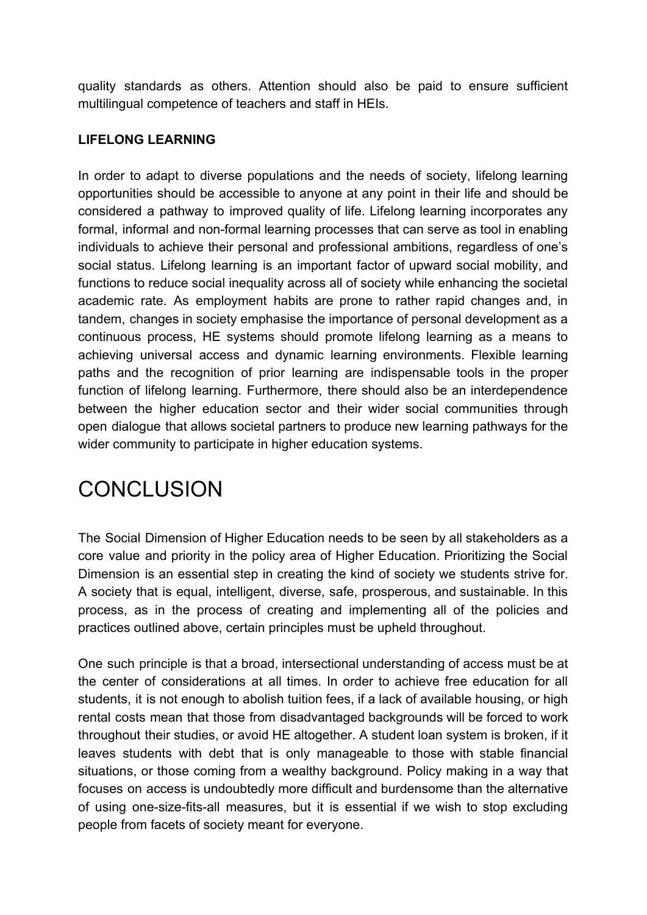quality standards as others. Attention should also be paid to ensure sufficient multilingual competence of teachers and staff in HEIs.

### LIFELONG LEARNING

In order to adapt to diverse populations and the needs of society, lifelong learning opportunities should be accessible to anyone at any point in their life and should be considered a pathway to improved quality of life. Lifelong learning incorporates any formal, informal and non-formal learning processes that can serve as tool in enabling individuals to achieve their personal and professional ambitions, regardless of one's social status. Lifelong learning is an important factor of upward social mobility, and functions to reduce social inequality across all of society while enhancing the societal academic rate. As employment habits are prone to rather rapid changes and, in tandem, changes in society emphasise the importance of personal development as a continuous process, HE systems should promote lifelong learning as a means to achieving universal access and dynamic learning environments. Flexible learning paths and the recognition of prior learning are indispensable tools in the proper function of lifelong learning. Furthermore, there should also be an interdependence between the higher education sector and their wider social communities through open dialogue that allows societal partners to produce new learning pathways for the wider community to participate in higher education systems.

# CONCLUSION

The Social Dimension of Higher Education needs to be seen by all stakeholders as a core value and priority in the policy area of Higher Education. Prioritizing the Social Dimension is an essential step in creating the kind of society we students strive for. A society that is equal, intelligent, diverse, safe, prosperous, and sustainable. In this process, as in the process of creating and implementing all of the policies and practices outlined above, certain principles must be upheld throughout.

One such principle is that a broad, intersectional understanding of access must be at the center of considerations at all times. In order to achieve free education for all students, it is not enough to abolish tuition fees, if a lack of available housing, or high rental costs mean that those from disadvantaged backgrounds will be forced to work throughout their studies, or avoid HE altogether. A student loan system is broken, if it leaves students with debt that is only manageable to those with stable financial situations, or those coming from a wealthy background. Policy making in a way that focuses on access is undoubtedly more difficult and burdensome than the alternative of using one-size-fits-all measures, but it is essential if we wish to stop excluding people from facets of society meant for everyone.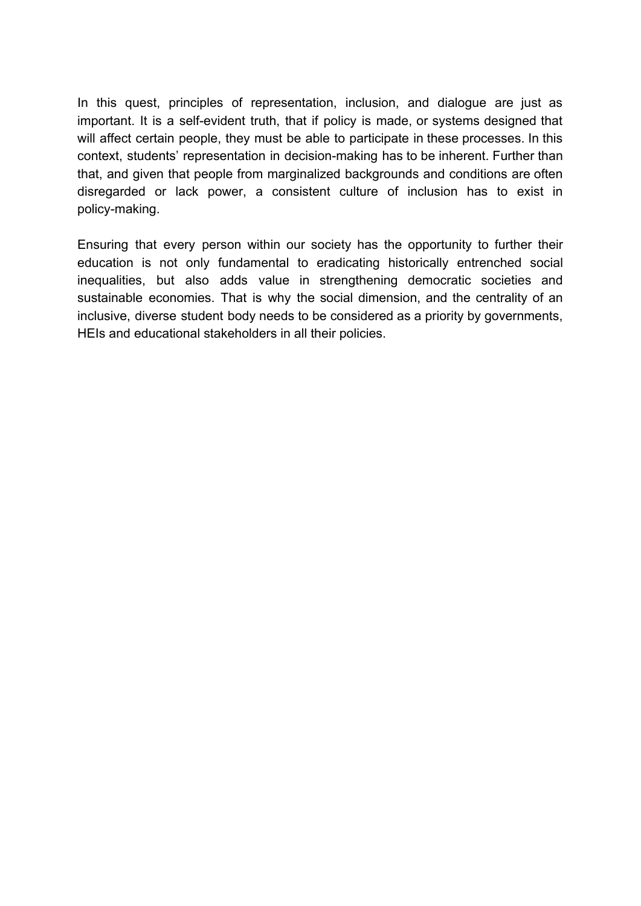In this quest, principles of representation, inclusion, and dialogue are just as important. It is a self-evident truth, that if policy is made, or systems designed that will affect certain people, they must be able to participate in these processes. In this context, students' representation in decision-making has to be inherent. Further than that, and given that people from marginalized backgrounds and conditions are often disregarded or lack power, a consistent culture of inclusion has to exist in policy-making.

Ensuring that every person within our society has the opportunity to further their education is not only fundamental to eradicating historically entrenched social inequalities, but also adds value in strengthening democratic societies and sustainable economies. That is why the social dimension, and the centrality of an inclusive, diverse student body needs to be considered as a priority by governments, HEIs and educational stakeholders in all their policies.